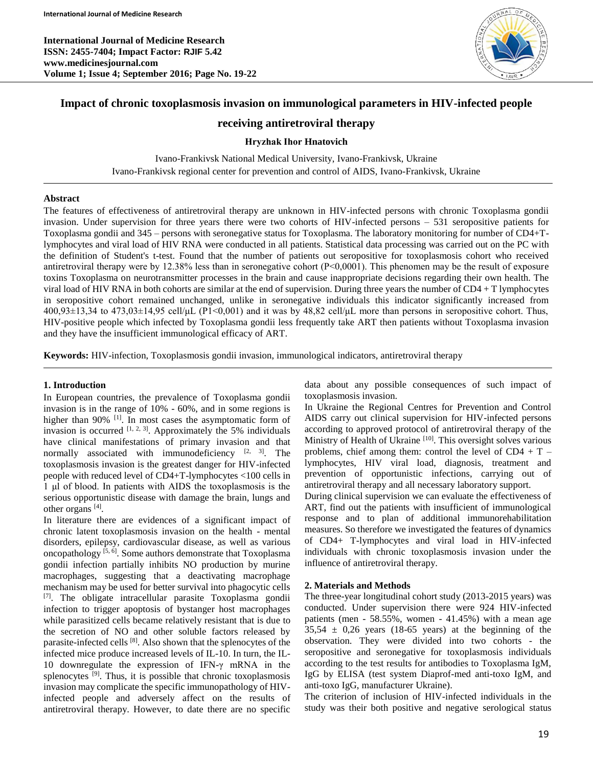# Impact of chronic toxoplasmosis invasion on immunological parameters in HIV-infected people receiving antiretroviral therapy

**Hryzhak Ihor Hnatovich**

Ivano-Frankivsk National Medical University, Ivano-Frankivsk, Ukraine
Ivano-Frankivsk regional center for prevention and control of AIDS, Ivano-Frankivsk, Ukraine

## Abstract

The features of effectiveness of antiretroviral therapy are unknown in HIV-infected persons with chronic Toxoplasma gondii invasion. Under supervision for three years there were two cohorts of HIV-infected persons – 531 seropositive patients for Toxoplasma gondii and 345 – persons with seronegative status for Toxoplasma. The laboratory monitoring for number of CD4+T-lymphocytes and viral load of HIV RNA were conducted in all patients. Statistical data processing was carried out on the PC with the definition of Student's t-test. Found that the number of patients out seropositive for toxoplasmosis cohort who received antiretroviral therapy were by 12.38% less than in seronegative cohort (P<0,0001). This phenomen may be the result of exposure toxins Toxoplasma on neurotransmitter processes in the brain and cause inappropriate decisions regarding their own health. The viral load of HIV RNA in both cohorts are similar at the end of supervision. During three years the number of CD4 + T lymphocytes in seropositive cohort remained unchanged, unlike in seronegative individuals this indicator significantly increased from 400,93±13,34 to 473,03±14,95 cell/μL (P1<0,001) and it was by 48,82 cell/μL more than persons in seropositive cohort. Thus, HIV-positive people which infected by Toxoplasma gondii less frequently take ART then patients without Toxoplasma invasion and they have the insufficient immunological efficacy of ART.

**Keywords:** HIV-infection, Toxoplasmosis gondii invasion, immunological indicators, antiretroviral therapy

## 1. Introduction

In European countries, the prevalence of Toxoplasma gondii invasion is in the range of 10% - 60%, and in some regions is higher than 90% [1]. In most cases the asymptomatic form of invasion is occurred [1, 2, 3]. Approximately the 5% individuals have clinical manifestations of primary invasion and that normally associated with immunodeficiency [2, 3]. The toxoplasmosis invasion is the greatest danger for HIV-infected people with reduced level of CD4+T-lymphocytes <100 cells in 1 μl of blood. In patients with AIDS the toxoplasmosis is the serious opportunistic disease with damage the brain, lungs and other organs [4].

In literature there are evidences of a significant impact of chronic latent toxoplasmosis invasion on the health - mental disorders, epilepsy, cardiovascular disease, as well as various oncopathology [5, 6]. Some authors demonstrate that Toxoplasma gondii infection partially inhibits NO production by murine macrophages, suggesting that a deactivating macrophage mechanism may be used for better survival into phagocytic cells [7]. The obligate intracellular parasite Toxoplasma gondii infection to trigger apoptosis of bystanger host macrophages while parasitized cells became relatively resistant that is due to the secretion of NO and other soluble factors released by parasite-infected cells [8]. Also shown that the splenocytes of the infected mice produce increased levels of IL-10. In turn, the IL-10 downregulate the expression of IFN-γ mRNA in the splenocytes [9]. Thus, it is possible that chronic toxoplasmosis invasion may complicate the specific immunopathology of HIV-infected people and adversely affect on the results of antiretroviral therapy. However, to date there are no specific data about any possible consequences of such impact of toxoplasmosis invasion.

In Ukraine the Regional Centres for Prevention and Control AIDS carry out clinical supervision for HIV-infected persons according to approved protocol of antiretroviral therapy of the Ministry of Health of Ukraine [10]. This oversight solves various problems, chief among them: control the level of CD4 + T – lymphocytes, HIV viral load, diagnosis, treatment and prevention of opportunistic infections, carrying out of antiretroviral therapy and all necessary laboratory support.

During clinical supervision we can evaluate the effectiveness of ART, find out the patients with insufficient of immunological response and to plan of additional immunorehabilitation measures. So therefore we investigated the features of dynamics of CD4+ T-lymphocytes and viral load in HIV-infected individuals with chronic toxoplasmosis invasion under the influence of antiretroviral therapy.

## 2. Materials and Methods

The three-year longitudinal cohort study (2013-2015 years) was conducted. Under supervision there were 924 HIV-infected patients (men - 58.55%, women - 41.45%) with a mean age 35,54 ± 0,26 years (18-65 years) at the beginning of the observation. They were divided into two cohorts - the seropositive and seronegative for toxoplasmosis individuals according to the test results for antibodies to Toxoplasma IgM, IgG by ELISA (test system Diaprof-med anti-toxo IgM, and anti-toxo IgG, manufacturer Ukraine).

The criterion of inclusion of HIV-infected individuals in the study was their both positive and negative serological status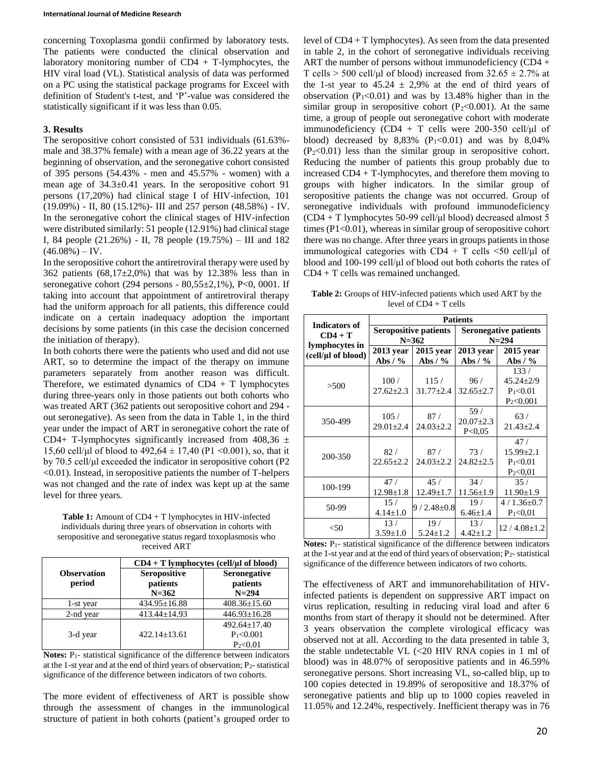concerning Toxoplasma gondii confirmed by laboratory tests. The patients were conducted the clinical observation and laboratory monitoring number of CD4 + T-lymphocytes, the HIV viral load (VL). Statistical analysis of data was performed on a PC using the statistical package programs for Exceel with definition of Student's t-test, and 'P'-value was considered the statistically significant if it was less than 0.05.

## 3. Results

The seropositive cohort consisted of 531 individuals (61.63%-male and 38.37% female) with a mean age of 36.22 years at the beginning of observation, and the seronegative cohort consisted of 395 persons (54.43% - men and 45.57% - women) with a mean age of 34.3±0.41 years. In the seropositive cohort 91 persons (17,20%) had clinical stage I of HIV-infection, 101 (19.09%) - II, 80 (15.12%)- III and 257 person (48.58%) - IV. In the seronegative cohort the clinical stages of HIV-infection were distributed similarly: 51 people (12.91%) had clinical stage I, 84 people (21.26%) - II, 78 people (19.75%) – III and 182 (46.08%) – IV.

In the seropositive cohort the antiretroviral therapy were used by 362 patients (68,17±2,0%) that was by 12.38% less than in seronegative cohort (294 persons - 80,55±2,1%), P<0, 0001. If taking into account that appointment of antiretroviral therapy had the uniform approach for all patients, this difference could indicate on a certain inadequacy adoption the important decisions by some patients (in this case the decision concerned the initiation of therapy).

In both cohorts there were the patients who used and did not use ART, so to determine the impact of the therapy on immune parameters separately from another reason was difficult. Therefore, we estimated dynamics of CD4 + T lymphocytes during three-years only in those patients out both cohorts who was treated ART (362 patients out seropositive cohort and 294 - out seronegative). As seen from the data in Table 1, in the third year under the impact of ART in seronegative cohort the rate of CD4+ T-lymphocytes significantly increased from 408,36 ± 15,60 cell/μl of blood to 492,64 ± 17,40 ($P_1$ <0.001), so, that it by 70.5 cell/μl exceeded the indicator in seropositive cohort ($P_2$ <0.01). Instead, in seropositive patients the number of T-helpers was not changed and the rate of index was kept up at the same level for three years.

**Table 1:** Amount of CD4 + T lymphocytes in HIV-infected individuals during three years of observation in cohorts with seropositive and seronegative status regard toxoplasmosis who received ART

| Observation period | CD4 + T lymphocytes (cell/μl of blood) | |
|---|---|---|
| | Seropositive patients N=362 | Seronegative patients N=294 |
| 1-st year | 434.95±16.88 | 408.36±15.60 |
| 2-nd year | 413.44±14.93 | 446.93±16.28 |
| 3-d year | 422.14±13.61 | 492.64±17.40 $P_1$<0.001 $P_2$<0.01 |

**Notes:** $P_1$- statistical significance of the difference between indicators at the 1-st year and at the end of third years of observation; $P_2$- statistical significance of the difference between indicators of two cohorts.

The more evident of effectiveness of ART is possible show through the assessment of changes in the immunological structure of patient in both cohorts (patient's grouped order to level of CD4 + T lymphocytes). As seen from the data presented in table 2, in the cohort of seronegative individuals receiving ART the number of persons without immunodeficiency (CD4 + T cells > 500 cell/μl of blood) increased from 32.65 ± 2.7% at the 1-st year to 45.24 ± 2,9% at the end of third years of observation ($P_1$<0.01) and was by 13.48% higher than in the similar group in seropositive cohort ($P_2$<0.001). At the same time, a group of people out seronegative cohort with moderate immunodeficiency (CD4 + T cells were 200-350 cell/μl of blood) decreased by 8,83% ($P_1$<0.01) and was by 8,04% ($P_2$<0.01) less than the similar group in seropositive cohort. Reducing the number of patients this group probably due to increased CD4 + T-lymphocytes, and therefore them moving to groups with higher indicators. In the similar group of seropositive patients the change was not occurred. Group of seronegative individuals with profound immunodeficiency (CD4 + T lymphocytes 50-99 cell/μl blood) decreased almost 5 times ($P_1$<0.01), whereas in similar group of seropositive cohort there was no change. After three years in groups patients in those immunological categories with CD4 + T cells <50 cell/μl of blood and 100-199 cell/μl of blood out both cohorts the rates of CD4 + T cells was remained unchanged.

**Table 2:** Groups of HIV-infected patients which used ART by the level of CD4 + T cells

| Indicators of CD4 + T lymphocytes in (cell/μl of blood) | Patients | | | |
|---|---|---|---|---|
| | Seropositive patients N=362 | | Seronegative patients N=294 | |
| | 2013 year Abs / % | 2015 year Abs / % | 2013 year Abs / % | 2015 year Abs / % |
| >500 | 100 / 27.62±2.3 | 115 / 31.77±2.4 | 96 / 32.65±2.7 | 133 / 45.24±2/9 $P_1$<0.01 $P_2$<0.001 |
| 350-499 | 105 / 29.01±2.4 | 87 / 24.03±2.2 | 59 / 20.07±2.3 P<0,05 | 63 / 21.43±2.4 |
| 200-350 | 82 / 22.65±2.2 | 87 / 24.03±2.2 | 73 / 24.82±2.5 | 47 / 15.99±2.1 $P_1$<0.01 $P_2$<0,01 |
| 100-199 | 47 / 12.98±1.8 | 45 / 12.49±1.7 | 34 / 11.56±1.9 | 35 / 11.90±1.9 |
| 50-99 | 15 / 4.14±1.0 | 9 / 2.48±0.8 | 19 / 6.46±1.4 | 4 / 1.36±0.7 $P_1$<0,01 |
| <50 | 13 / 3.59±1.0 | 19 / 5.24±1.2 | 13 / 4.42±1.2 | 12 / 4.08±1.2 |

**Notes:** $P_1$- statistical significance of the difference between indicators at the 1-st year and at the end of third years of observation; $P_2$- statistical significance of the difference between indicators of two cohorts.

The effectiveness of ART and immunorehabilitation of HIV-infected patients is dependent on suppressive ART impact on virus replication, resulting in reducing viral load and after 6 months from start of therapy it should not be determined. After 3 years observation the complete virological efficacy was observed not at all. According to the data presented in table 3, the stable undetectable VL (<20 HIV RNA copies in 1 ml of blood) was in 48.07% of seropositive patients and in 46.59% seronegative persons. Short increasing VL, so-called blip, up to 100 copies detected in 19.89% of seropositive and 18.37% of seronegative patients and blip up to 1000 copies reaveled in 11.05% and 12.24%, respectively. Inefficient therapy was in 76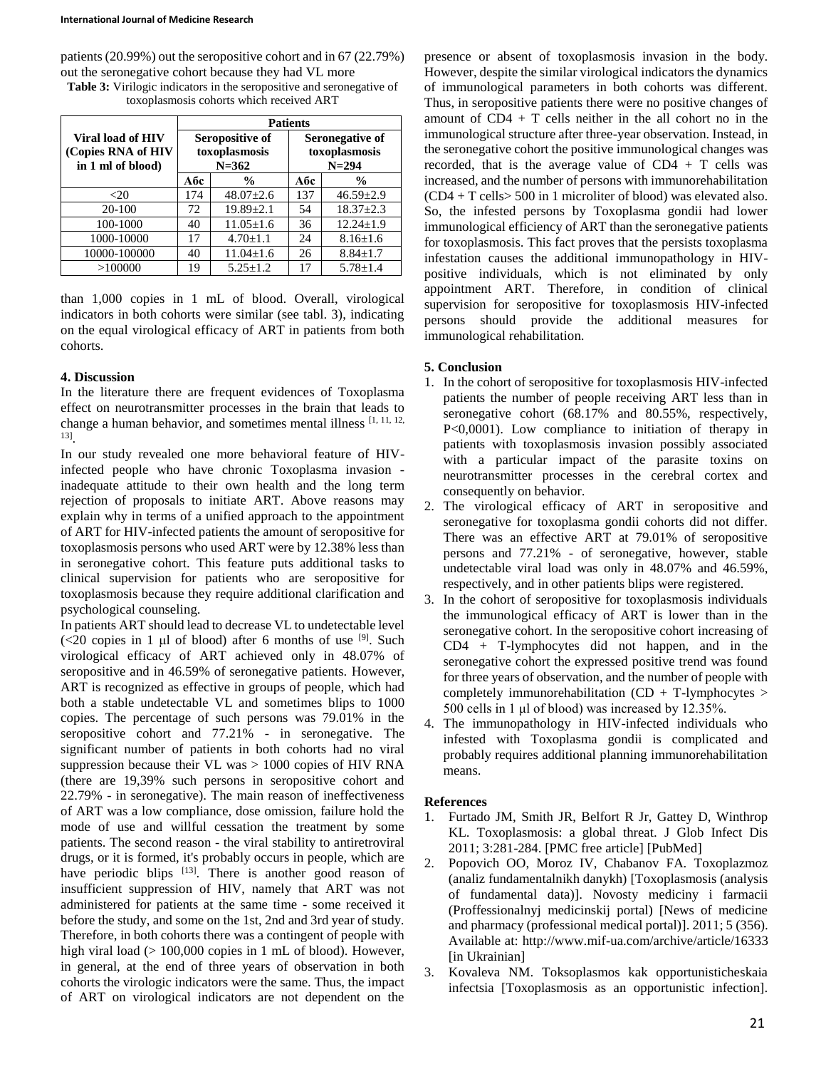patients (20.99%) out the seropositive cohort and in 67 (22.79%) out the seronegative cohort because they had VL more than 1,000 copies in 1 mL of blood. Overall, virological indicators in both cohorts were similar (see tabl. 3), indicating on the equal virological efficacy of ART in patients from both cohorts.

**Table 3:** Virilogic indicators in the seropositive and seronegative of toxoplasmosis cohorts which received ART

| Viral load of HIV (Copies RNA of HIV in 1 ml of blood) | Patients | | | |
|---|---|---|---|---|
| | Seropositive of toxoplasmosis N=362 | | Seronegative of toxoplasmosis N=294 | |
| | Абс | % | Абс | % |
| <20 | 174 | 48.07±2.6 | 137 | 46.59±2.9 |
| 20-100 | 72 | 19.89±2.1 | 54 | 18.37±2.3 |
| 100-1000 | 40 | 11.05±1.6 | 36 | 12.24±1.9 |
| 1000-10000 | 17 | 4.70±1.1 | 24 | 8.16±1.6 |
| 10000-100000 | 40 | 11.04±1.6 | 26 | 8.84±1.7 |
| >100000 | 19 | 5.25±1.2 | 17 | 5.78±1.4 |

## 4. Discussion

In the literature there are frequent evidences of Toxoplasma effect on neurotransmitter processes in the brain that leads to change a human behavior, and sometimes mental illness [1, 11, 12, 13].

In our study revealed one more behavioral feature of HIV-infected people who have chronic Toxoplasma invasion - inadequate attitude to their own health and the long term rejection of proposals to initiate ART. Above reasons may explain why in terms of a unified approach to the appointment of ART for HIV-infected patients the amount of seropositive for toxoplasmosis persons who used ART were by 12.38% less than in seronegative cohort. This feature puts additional tasks to clinical supervision for patients who are seropositive for toxoplasmosis because they require additional clarification and psychological counseling.

In patients ART should lead to decrease VL to undetectable level (<20 copies in 1 μl of blood) after 6 months of use [9]. Such virological efficacy of ART achieved only in 48.07% of seropositive and in 46.59% of seronegative patients. However, ART is recognized as effective in groups of people, which had both a stable undetectable VL and sometimes blips to 1000 copies. The percentage of such persons was 79.01% in the seropositive cohort and 77.21% - in seronegative. The significant number of patients in both cohorts had no viral suppression because their VL was > 1000 copies of HIV RNA (there are 19,39% such persons in seropositive cohort and 22.79% - in seronegative). The main reason of ineffectiveness of ART was a low compliance, dose omission, failure hold the mode of use and willful cessation the treatment by some patients. The second reason - the viral stability to antiretroviral drugs, or it is formed, it's probably occurs in people, which are have periodic blips [13]. There is another good reason of insufficient suppression of HIV, namely that ART was not administered for patients at the same time - some received it before the study, and some on the 1st, 2nd and 3rd year of study. Therefore, in both cohorts there was a contingent of people with high viral load (> 100,000 copies in 1 mL of blood). However, in general, at the end of three years of observation in both cohorts the virological indicators were the same. Thus, the impact of ART on virological indicators are not dependent on the presence or absent of toxoplasmosis invasion in the body. However, despite the similar virological indicators the dynamics of immunological parameters in both cohorts was different. Thus, in seropositive patients there were no positive changes of amount of CD4 + T cells neither in the all cohort no in the immunological structure after three-year observation. Instead, in the seronegative cohort the positive immunological changes was recorded, that is the average value of CD4 + T cells was increased, and the number of persons with immunorehabilitation (CD4 + T cells> 500 in 1 microliter of blood) was elevated also. So, the infested persons by Toxoplasma gondii had lower immunological efficiency of ART than the seronegative patients for toxoplasmosis. This fact proves that the persists toxoplasma infestation causes the additional immunopathology in HIV-positive individuals, which is not eliminated by only appointment ART. Therefore, in condition of clinical supervision for seropositive for toxoplasmosis HIV-infected persons should provide the additional measures for immunological rehabilitation.

## 5. Conclusion

1. In the cohort of seropositive for toxoplasmosis HIV-infected patients the number of people receiving ART less than in seronegative cohort (68.17% and 80.55%, respectively, P<0,0001). Low compliance to initiation of therapy in patients with toxoplasmosis invasion possibly associated with a particular impact of the parasite toxins on neurotransmitter processes in the cerebral cortex and consequently on behavior.
2. The virological efficacy of ART in seropositive and seronegative for toxoplasma gondii cohorts did not differ. There was an effective ART at 79.01% of seropositive persons and 77.21% - of seronegative, however, stable undetectable viral load was only in 48.07% and 46.59%, respectively, and in other patients blips were registered.
3. In the cohort of seropositive for toxoplasmosis individuals the immunological efficacy of ART is lower than in the seronegative cohort. In the seropositive cohort increasing of CD4 + T-lymphocytes did not happen, and in the seronegative cohort the expressed positive trend was found for three years of observation, and the number of people with completely immunorehabilitation (CD + T-lymphocytes > 500 cells in 1 μl of blood) was increased by 12.35%.
4. The immunopathology in HIV-infected individuals who infested with Toxoplasma gondii is complicated and probably requires additional planning immunorehabilitation means.

## References

1. Furtado JM, Smith JR, Belfort R Jr, Gattey D, Winthrop KL. Toxoplasmosis: a global threat. J Glob Infect Dis 2011; 3:281-284. [PMC free article] [PubMed]
2. Popovich OO, Moroz IV, Chabanov FA. Toxoplazmoz (analiz fundamentalnikh danykh) [Toxoplasmosis (analysis of fundamental data)]. Novosty mediciny i farmacii (Proffessionalnyj medicinskij portal) [News of medicine and pharmacy (professional medical portal)]. 2011; 5 (356). Available at: http://www.mif-ua.com/archive/article/16333 [in Ukrainian]
3. Kovaleva NM. Toksoplasmos kak opportunisticheskaia infectsia [Toxoplasmosis as an opportunistic infection].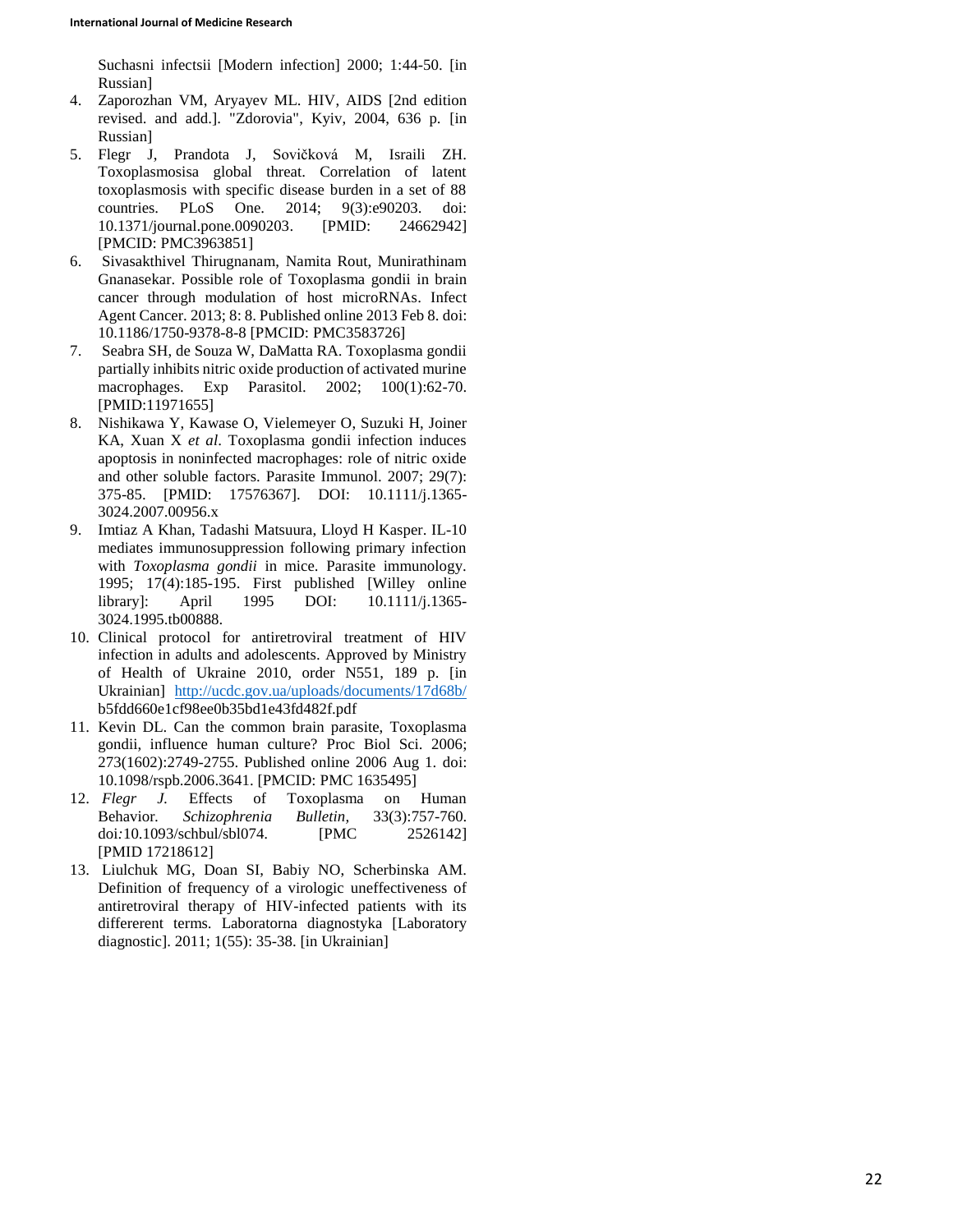Suchasni infectsii [Modern infection] 2000; 1:44-50. [in Russian]

4. Zaporozhan VM, Aryayev ML. HIV, AIDS [2nd edition revised. and add.]. "Zdorovia", Kyiv, 2004, 636 p. [in Russian]
5. Flegr J, Prandota J, Sovičková M, Israili ZH. Toxoplasmosisa global threat. Correlation of latent toxoplasmosis with specific disease burden in a set of 88 countries. PLoS One. 2014; 9(3):e90203. doi: 10.1371/journal.pone.0090203. [PMID: 24662942] [PMCID: PMC3963851]
6. Sivasakthivel Thirugnanam, Namita Rout, Munirathinam Gnanasekar. Possible role of Toxoplasma gondii in brain cancer through modulation of host microRNAs. Infect Agent Cancer. 2013; 8: 8. Published online 2013 Feb 8. doi: 10.1186/1750-9378-8-8 [PMCID: PMC3583726]
7. Seabra SH, de Souza W, DaMatta RA. Toxoplasma gondii partially inhibits nitric oxide production of activated murine macrophages. Exp Parasitol. 2002; 100(1):62-70. [PMID:11971655]
8. Nishikawa Y, Kawase O, Vielemeyer O, Suzuki H, Joiner KA, Xuan X *et al*. Toxoplasma gondii infection induces apoptosis in noninfected macrophages: role of nitric oxide and other soluble factors. Parasite Immunol. 2007; 29(7): 375-85. [PMID: 17576367]. DOI: 10.1111/j.1365-3024.2007.00956.x
9. Imtiaz A Khan, Tadashi Matsuura, Lloyd H Kasper. IL-10 mediates immunosuppression following primary infection with *Toxoplasma gondii* in mice. Parasite immunology. 1995; 17(4):185-195. First published [Willey online library]: April 1995 DOI: 10.1111/j.1365-3024.1995.tb00888.
10. Clinical protocol for antiretroviral treatment of HIV infection in adults and adolescents. Approved by Ministry of Health of Ukraine 2010, order N551, 189 p. [in Ukrainian] http://ucdc.gov.ua/uploads/documents/17d68b/b5fdd660e1cf98ee0b35bd1e43fd482f.pdf
11. Kevin DL. Can the common brain parasite, Toxoplasma gondii, influence human culture? Proc Biol Sci. 2006; 273(1602):2749-2755. Published online 2006 Aug 1. doi: 10.1098/rspb.2006.3641. [PMCID: PMC 1635495]
12. *Flegr J.* Effects of Toxoplasma on Human Behavior. *Schizophrenia Bulletin,* 33(3):757-760. doi:10.1093/schbul/sbl074. [PMC 2526142] [PMID 17218612]
13. Liulchuk MG, Doan SI, Babiy NO, Scherbinska AM. Definition of frequency of a virologic uneffectiveness of antiretroviral therapy of HIV-infected patients with its differerent terms. Laboratorna diagnostyka [Laboratory diagnostic]. 2011; 1(55): 35-38. [in Ukrainian]